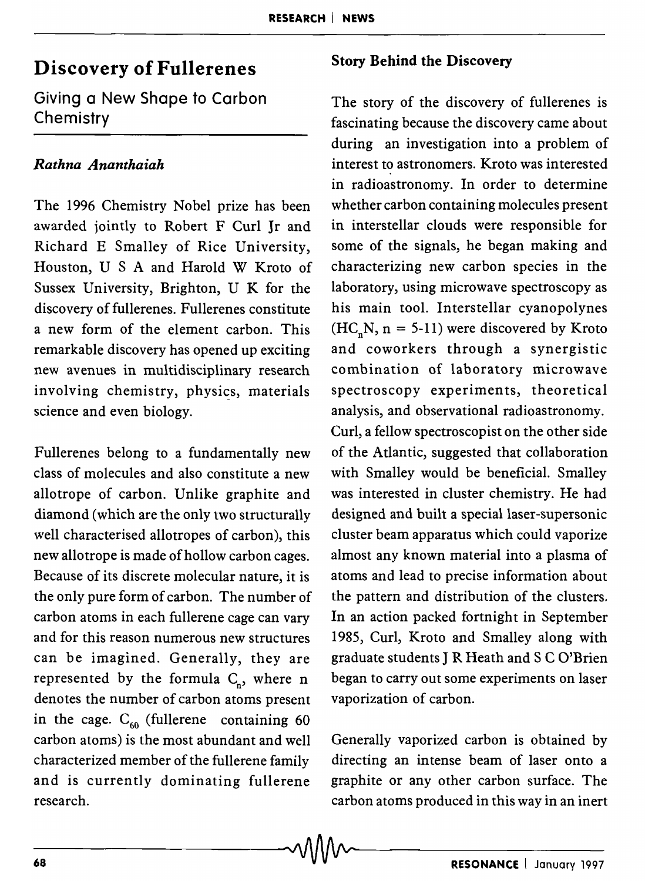# Discovery of Fullerenes

## Giving a New Shape to Carbon Chemistry

*Rathna Ananthaiah*

The 1996 Chemistry Nobel prize has been awarded jointly to Robert F Curl Jr and Richard E Smalley of Rice University, Houston, U S A and Harold W Kroto of Sussex University, Brighton, U K for the discovery of fullerenes. Fullerenes constitute a new form of the element carbon. This remarkable discovery has opened up exciting new avenues in multidisciplinary research involving chemistry, physics, materials science and even biology.

Fullerenes belong to a fundamentally new class of molecules and also constitute a new allotrope of carbon. Unlike graphite and diamond (which are the only two structurally well characterised allotropes of carbon), this new allotrope is made of hollow carbon cages. Because of its discrete molecular nature, it is the only pure form of carbon. The number of carbon atoms in each fullerene cage can vary and for this reason numerous new structures can be imagined. Generally, they are represented by the formula $C_n$, where n denotes the number of carbon atoms present in the cage. $C_{60}$ (fullerene containing 60 carbon atoms) is the most abundant and well characterized member of the fullerene family and is currently dominating fullerene research.

### Story Behind the Discovery

The story of the discovery of fullerenes is fascinating because the discovery came about during an investigation into a problem of interest to astronomers. Kroto was interested in radioastronomy. In order to determine whether carbon containing molecules present in interstellar clouds were responsible for some of the signals, he began making and characterizing new carbon species in the laboratory, using microwave spectroscopy as his main tool. Interstellar cyanopolynes ($HC_nN$, n = 5-11) were discovered by Kroto and coworkers through a synergistic combination of laboratory microwave spectroscopy experiments, theoretical analysis, and observational radioastronomy. Curl, a fellow spectroscopist on the other side of the Atlantic, suggested that collaboration with Smalley would be beneficial. Smalley was interested in cluster chemistry. He had designed and built a special laser-supersonic cluster beam apparatus which could vaporize almost any known material into a plasma of atoms and lead to precise information about the pattern and distribution of the clusters. In an action packed fortnight in September 1985, Curl, Kroto and Smalley along with graduate students J R Heath and S C O'Brien began to carry out some experiments on laser vaporization of carbon.

Generally vaporized carbon is obtained by directing an intense beam of laser onto a graphite or any other carbon surface. The carbon atoms produced in this way in an inert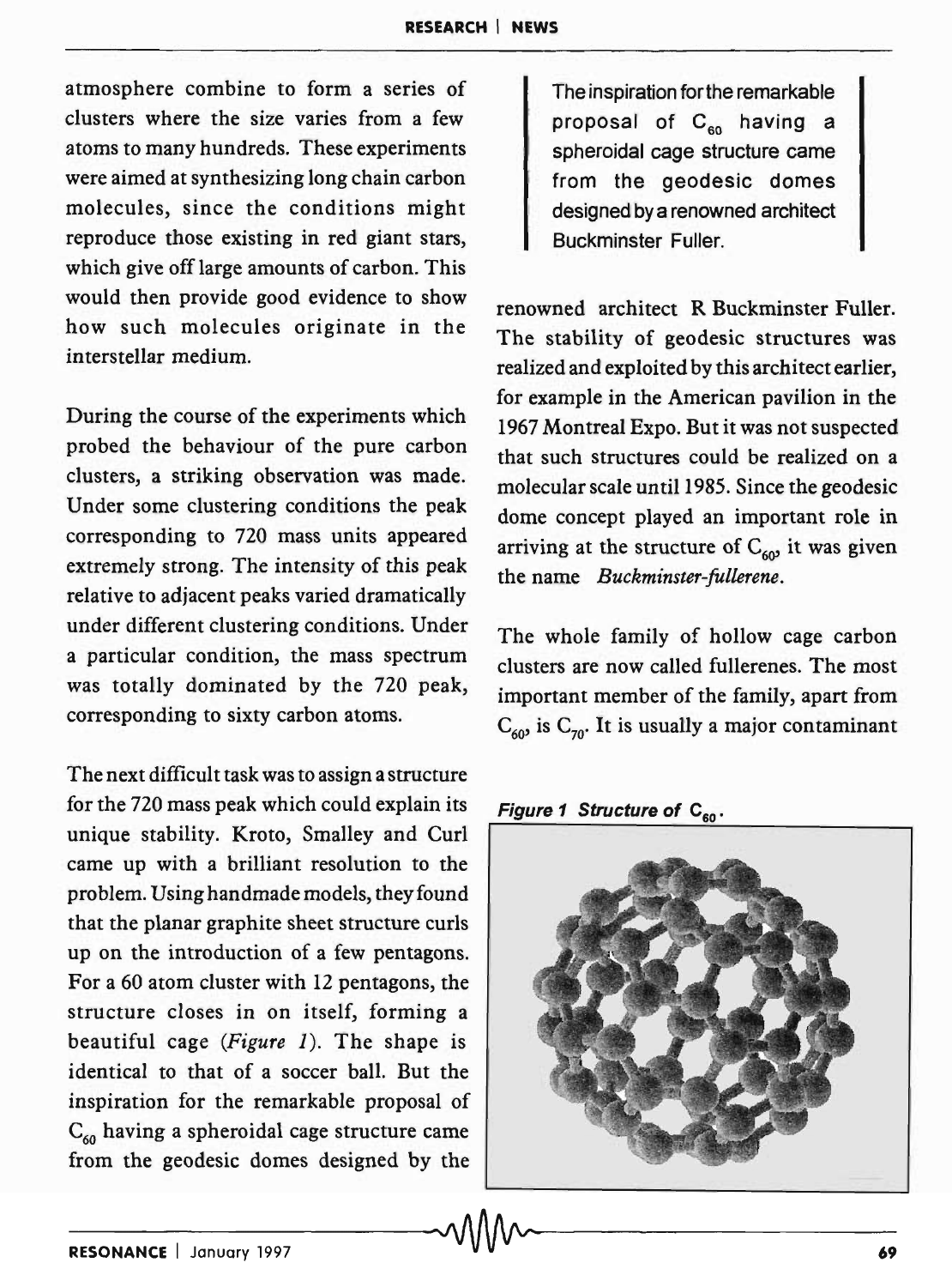atmosphere combine to form a series of clusters where the size varies from a few atoms to many hundreds. These experiments were aimed at synthesizing long chain carbon molecules, since the conditions might reproduce those existing in red giant stars, which give off large amounts of carbon. This would then provide good evidence to show how such molecules originate in the interstellar medium.

During the course of the experiments which probed the behaviour of the pure carbon clusters, a striking observation was made. Under some clustering conditions the peak corresponding to 720 mass units appeared extremely strong. The intensity of this peak relative to adjacent peaks varied dramatically under different clustering conditions. Under a particular condition, the mass spectrum was totally dominated by the 720 peak, corresponding to sixty carbon atoms.

The next difficult task was to assign a structure for the 720 mass peak which could explain its unique stability. Kroto, Smalley and Curl came up with a brilliant resolution to the problem. Using handmade models, they found that the planar graphite sheet structure curls up on the introduction of a few pentagons. For a 60 atom cluster with 12 pentagons, the structure closes in on itself, forming a beautiful cage (*Figure 1*). The shape is identical to that of a soccer ball. But the inspiration for the remarkable proposal of $C_{60}$ having a spheroidal cage structure came from the geodesic domes designed by the renowned architect R Buckminster Fuller. The stability of geodesic structures was realized and exploited by this architect earlier, for example in the American pavilion in the 1967 Montreal Expo. But it was not suspected that such structures could be realized on a molecular scale until 1985. Since the geodesic dome concept played an important role in arriving at the structure of $C_{60}$, it was given the name *Buckminster-fullerene*.

> The inspiration for the remarkable proposal of $C_{60}$ having a spheroidal cage structure came from the geodesic domes designed by a renowned architect Buckminster Fuller.

The whole family of hollow cage carbon clusters are now called fullerenes. The most important member of the family, apart from $C_{60}$, is $C_{70}$. It is usually a major contaminant

***Figure 1* Structure of $C_{60}$.**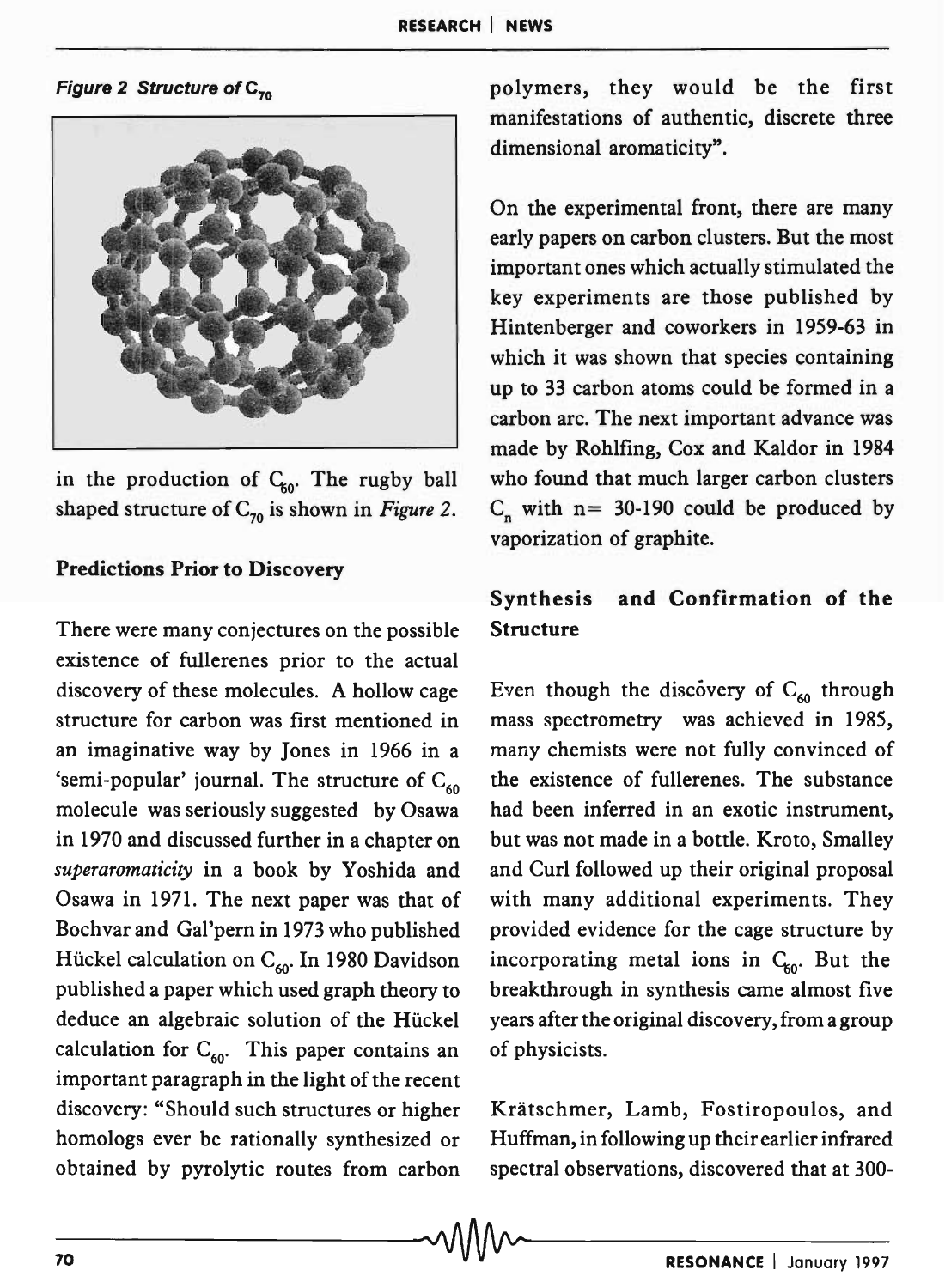*Figure 2 Structure of $C_{70}$*

in the production of $C_{60}$. The rugby ball shaped structure of $C_{70}$ is shown in *Figure 2*.

## Predictions Prior to Discovery

There were many conjectures on the possible existence of fullerenes prior to the actual discovery of these molecules. A hollow cage structure for carbon was first mentioned in an imaginative way by Jones in 1966 in a 'semi-popular' journal. The structure of $C_{60}$ molecule was seriously suggested by Osawa in 1970 and discussed further in a chapter on *superaromaticity* in a book by Yoshida and Osawa in 1971. The next paper was that of Bochvar and Gal'pern in 1973 who published Hückel calculation on $C_{60}$. In 1980 Davidson published a paper which used graph theory to deduce an algebraic solution of the Hückel calculation for $C_{60}$. This paper contains an important paragraph in the light of the recent discovery: "Should such structures or higher homologs ever be rationally synthesized or obtained by pyrolytic routes from carbon polymers, they would be the first manifestations of authentic, discrete three dimensional aromaticity".

On the experimental front, there are many early papers on carbon clusters. But the most important ones which actually stimulated the key experiments are those published by Hintenberger and coworkers in 1959-63 in which it was shown that species containing up to 33 carbon atoms could be formed in a carbon arc. The next important advance was made by Rohlfing, Cox and Kaldor in 1984 who found that much larger carbon clusters $C_n$ with n= 30-190 could be produced by vaporization of graphite.

## Synthesis and Confirmation of the Structure

Even though the discovery of $C_{60}$ through mass spectrometry was achieved in 1985, many chemists were not fully convinced of the existence of fullerenes. The substance had been inferred in an exotic instrument, but was not made in a bottle. Kroto, Smalley and Curl followed up their original proposal with many additional experiments. They provided evidence for the cage structure by incorporating metal ions in $C_{60}$. But the breakthrough in synthesis came almost five years after the original discovery, from a group of physicists.

Krätschmer, Lamb, Fostiropoulos, and Huffman, in following up their earlier infrared spectral observations, discovered that at 300-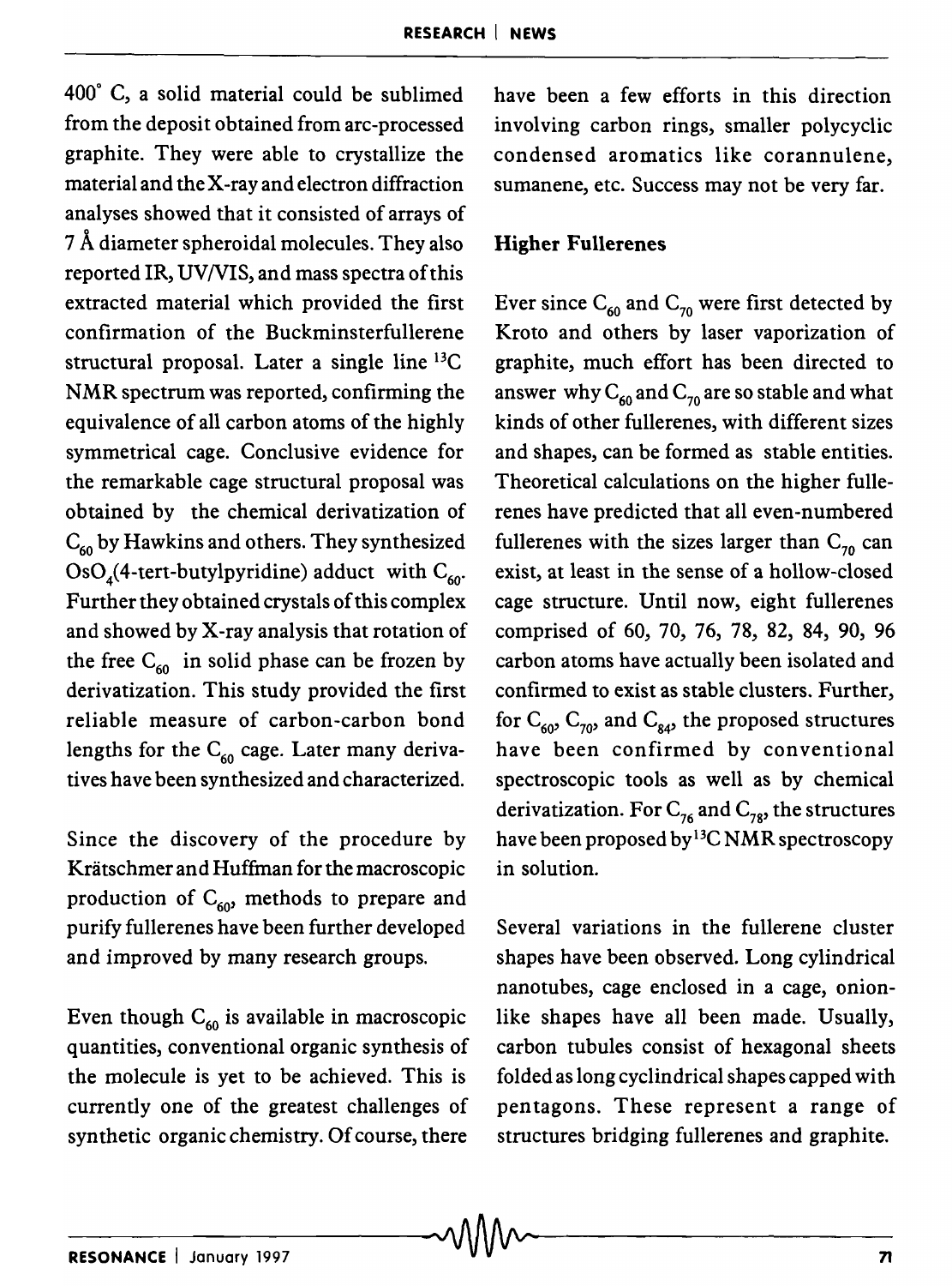400° C, a solid material could be sublimed from the deposit obtained from arc-processed graphite. They were able to crystallize the material and the X-ray and electron diffraction analyses showed that it consisted of arrays of 7 Å diameter spheroidal molecules. They also reported IR, UV/VIS, and mass spectra of this extracted material which provided the first confirmation of the Buckminsterfullerene structural proposal. Later a single line $^{13}C$ NMR spectrum was reported, confirming the equivalence of all carbon atoms of the highly symmetrical cage. Conclusive evidence for the remarkable cage structural proposal was obtained by the chemical derivatization of $C_{60}$ by Hawkins and others. They synthesized $OsO_4$(4-tert-butylpyridine) adduct with $C_{60}$. Further they obtained crystals of this complex and showed by X-ray analysis that rotation of the free $C_{60}$ in solid phase can be frozen by derivatization. This study provided the first reliable measure of carbon-carbon bond lengths for the $C_{60}$ cage. Later many derivatives have been synthesized and characterized.

Since the discovery of the procedure by Krätschmer and Huffman for the macroscopic production of $C_{60}$, methods to prepare and purify fullerenes have been further developed and improved by many research groups.

Even though $C_{60}$ is available in macroscopic quantities, conventional organic synthesis of the molecule is yet to be achieved. This is currently one of the greatest challenges of synthetic organic chemistry. Of course, there have been a few efforts in this direction involving carbon rings, smaller polycyclic condensed aromatics like corannulene, sumanene, etc. Success may not be very far.

## Higher Fullerenes

Ever since $C_{60}$ and $C_{70}$ were first detected by Kroto and others by laser vaporization of graphite, much effort has been directed to answer why $C_{60}$ and $C_{70}$ are so stable and what kinds of other fullerenes, with different sizes and shapes, can be formed as stable entities. Theoretical calculations on the higher fullerenes have predicted that all even-numbered fullerenes with the sizes larger than $C_{70}$ can exist, at least in the sense of a hollow-closed cage structure. Until now, eight fullerenes comprised of 60, 70, 76, 78, 82, 84, 90, 96 carbon atoms have actually been isolated and confirmed to exist as stable clusters. Further, for $C_{60}$, $C_{70}$, and $C_{84}$, the proposed structures have been confirmed by conventional spectroscopic tools as well as by chemical derivatization. For $C_{76}$ and $C_{78}$, the structures have been proposed by $^{13}C$ NMR spectroscopy in solution.

Several variations in the fullerene cluster shapes have been observed. Long cylindrical nanotubes, cage enclosed in a cage, onion-like shapes have all been made. Usually, carbon tubules consist of hexagonal sheets folded as long cyclindrical shapes capped with pentagons. These represent a range of structures bridging fullerenes and graphite.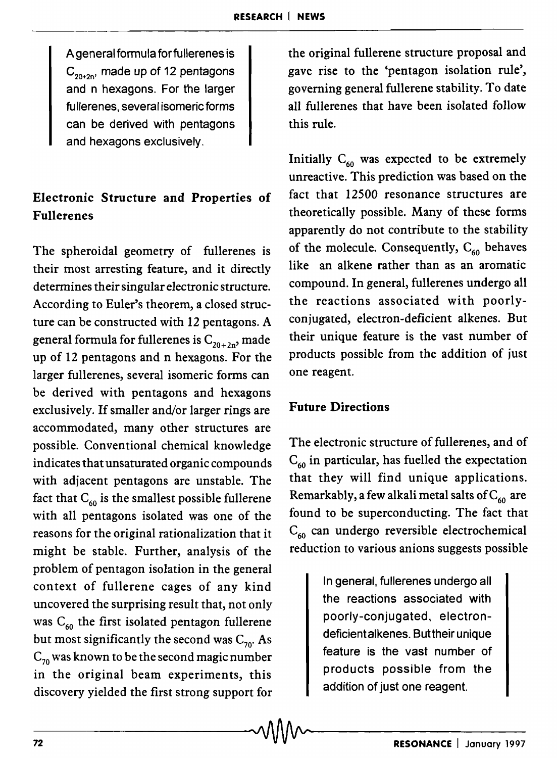> A general formula for fullerenes is $C_{20+2n}$, made up of 12 pentagons and n hexagons. For the larger fullerenes, several isomeric forms can be derived with pentagons and hexagons exclusively.

## Electronic Structure and Properties of Fullerenes

The spheroidal geometry of fullerenes is their most arresting feature, and it directly determines their singular electronic structure. According to Euler's theorem, a closed structure can be constructed with 12 pentagons. A general formula for fullerenes is $C_{20+2n}$, made up of 12 pentagons and n hexagons. For the larger fullerenes, several isomeric forms can be derived with pentagons and hexagons exclusively. If smaller and/or larger rings are accommodated, many other structures are possible. Conventional chemical knowledge indicates that unsaturated organic compounds with adjacent pentagons are unstable. The fact that $C_{60}$ is the smallest possible fullerene with all pentagons isolated was one of the reasons for the original rationalization that it might be stable. Further, analysis of the problem of pentagon isolation in the general context of fullerene cages of any kind uncovered the surprising result that, not only was $C_{60}$ the first isolated pentagon fullerene but most significantly the second was $C_{70}$. As $C_{70}$ was known to be the second magic number in the original beam experiments, this discovery yielded the first strong support for the original fullerene structure proposal and gave rise to the 'pentagon isolation rule', governing general fullerene stability. To date all fullerenes that have been isolated follow this rule.

Initially $C_{60}$ was expected to be extremely unreactive. This prediction was based on the fact that 12500 resonance structures are theoretically possible. Many of these forms apparently do not contribute to the stability of the molecule. Consequently, $C_{60}$ behaves like an alkene rather than as an aromatic compound. In general, fullerenes undergo all the reactions associated with poorly-conjugated, electron-deficient alkenes. But their unique feature is the vast number of products possible from the addition of just one reagent.

## Future Directions

The electronic structure of fullerenes, and of $C_{60}$ in particular, has fuelled the expectation that they will find unique applications. Remarkably, a few alkali metal salts of $C_{60}$ are found to be superconducting. The fact that $C_{60}$ can undergo reversible electrochemical reduction to various anions suggests possible

> In general, fullerenes undergo all the reactions associated with poorly-conjugated, electron-deficient alkenes. But their unique feature is the vast number of products possible from the addition of just one reagent.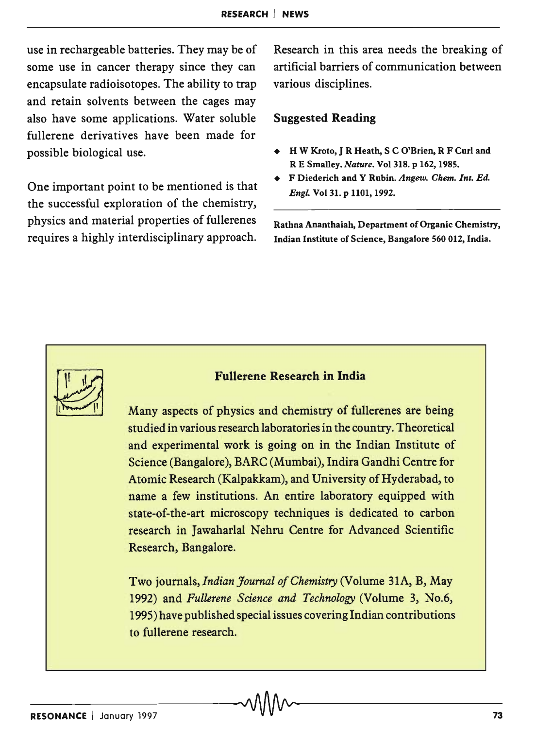use in rechargeable batteries. They may be of some use in cancer therapy since they can encapsulate radioisotopes. The ability to trap and retain solvents between the cages may also have some applications. Water soluble fullerene derivatives have been made for possible biological use.

One important point to be mentioned is that the successful exploration of the chemistry, physics and material properties of fullerenes requires a highly interdisciplinary approach. Research in this area needs the breaking of artificial barriers of communication between various disciplines.

### Suggested Reading

- **H W Kroto, J R Heath, S C O'Brien, R F Curl and R E Smalley.** ***Nature.*** **Vol 318. p 162, 1985.**
- **F Diederich and Y Rubin.** ***Angew. Chem. Int. Ed. Engl.*** **Vol 31. p 1101, 1992.**

**Rathna Ananthaiah, Department of Organic Chemistry, Indian Institute of Science, Bangalore 560 012, India.**

---

### Fullerene Research in India

Many aspects of physics and chemistry of fullerenes are being studied in various research laboratories in the country. Theoretical and experimental work is going on in the Indian Institute of Science (Bangalore), BARC (Mumbai), Indira Gandhi Centre for Atomic Research (Kalpakkam), and University of Hyderabad, to name a few institutions. An entire laboratory equipped with state-of-the-art microscopy techniques is dedicated to carbon research in Jawaharlal Nehru Centre for Advanced Scientific Research, Bangalore.

Two journals, *Indian Journal of Chemistry* (Volume 31A, B, May 1992) and *Fullerene Science and Technology* (Volume 3, No.6, 1995) have published special issues covering Indian contributions to fullerene research.